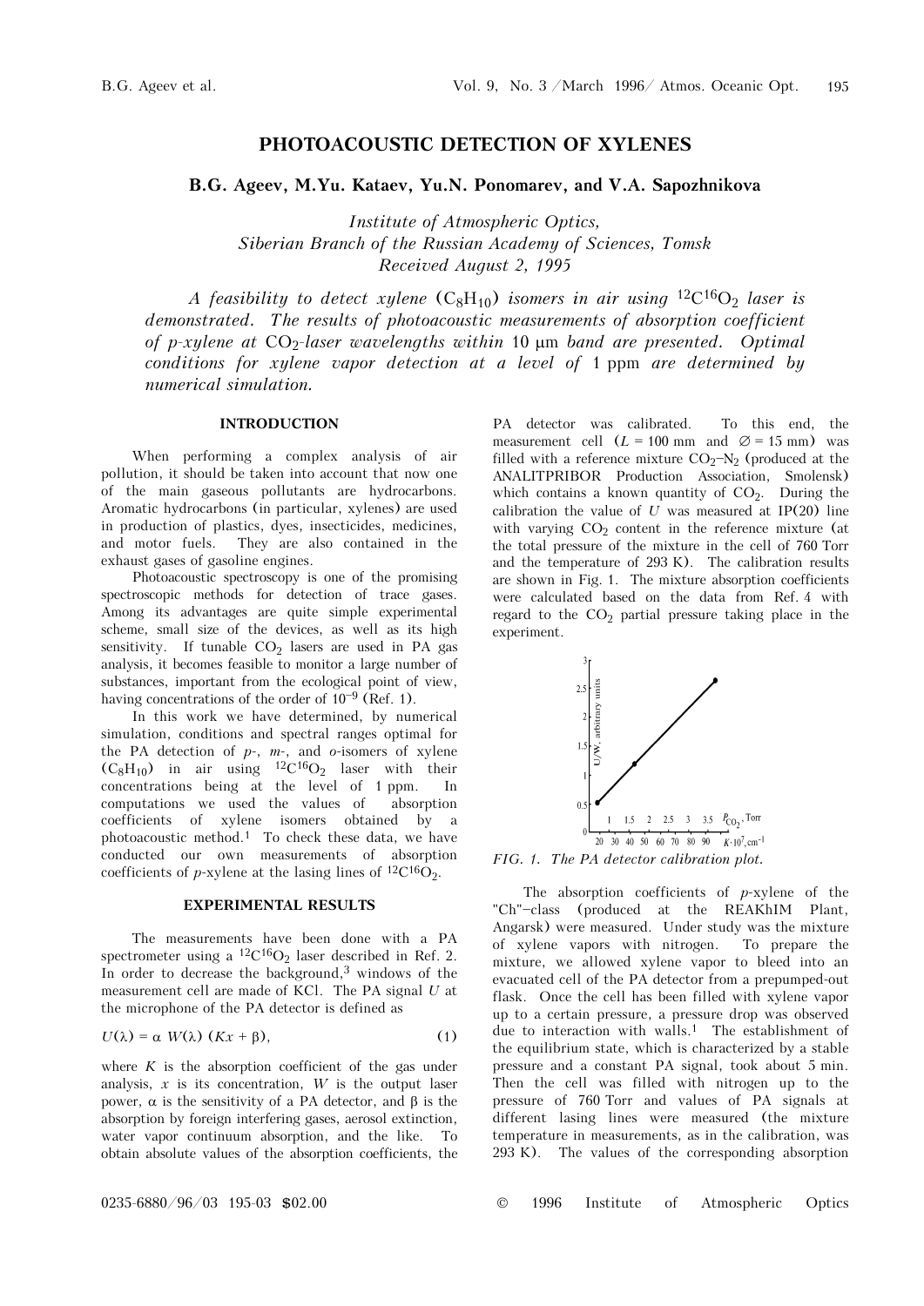# PHOTOACOUSTIC DETECTION OF XYLENES

## B.G. Ageev, M.Yu. Kataev, Yu.N. Ponomarev, and V.A. Sapozhnikova

*Institute of Atmospheric Optics,*
*Siberian Branch of the Russian Academy of Sciences, Tomsk*
*Received August 2, 1995*

*A feasibility to detect xylene ($C_8H_{10}$) isomers in air using $^{12}C^{16}O_2$ laser is demonstrated. The results of photoacoustic measurements of absorption coefficient of p-xylene at $CO_2$-laser wavelengths within 10 μm band are presented. Optimal conditions for xylene vapor detection at a level of 1 ppm are determined by numerical simulation.*

### INTRODUCTION

When performing a complex analysis of air pollution, it should be taken into account that now one of the main gaseous pollutants are hydrocarbons. Aromatic hydrocarbons (in particular, xylenes) are used in production of plastics, dyes, insecticides, medicines, and motor fuels. They are also contained in the exhaust gases of gasoline engines.

Photoacoustic spectroscopy is one of the promising spectroscopic methods for detection of trace gases. Among its advantages are quite simple experimental scheme, small size of the devices, as well as its high sensitivity. If tunable $CO_2$ lasers are used in PA gas analysis, it becomes feasible to monitor a large number of substances, important from the ecological point of view, having concentrations of the order of $10^{-9}$ (Ref. 1).

In this work we have determined, by numerical simulation, conditions and spectral ranges optimal for the PA detection of *p*-, *m*-, and *o*-isomers of xylene ($C_8H_{10}$) in air using $^{12}C^{16}O_2$ laser with their concentrations being at the level of 1 ppm. In computations we used the values of absorption coefficients of xylene isomers obtained by a photoacoustic method.[1] To check these data, we have conducted our own measurements of absorption coefficients of *p*-xylene at the lasing lines of $^{12}C^{16}O_2$.

### EXPERIMENTAL RESULTS

The measurements have been done with a PA spectrometer using a $^{12}C^{16}O_2$ laser described in Ref. 2. In order to decrease the background,[3] windows of the measurement cell are made of KCl. The PA signal $U$ at the microphone of the PA detector is defined as

$$U(\lambda) = \alpha\ W(\lambda)\ (Kx + \beta), \tag{1}$$

where $K$ is the absorption coefficient of the gas under analysis, $x$ is its concentration, $W$ is the output laser power, $\alpha$ is the sensitivity of a PA detector, and $\beta$ is the absorption by foreign interfering gases, aerosol extinction, water vapor continuum absorption, and the like. To obtain absolute values of the absorption coefficients, the PA detector was calibrated. To this end, the measurement cell ($L$ = 100 mm and ∅ = 15 mm) was filled with a reference mixture $CO_2$–$N_2$ (produced at the ANALITPRIBOR Production Association, Smolensk) which contains a known quantity of $CO_2$. During the calibration the value of $U$ was measured at IP(20) line with varying $CO_2$ content in the reference mixture (at the total pressure of the mixture in the cell of 760 Torr and the temperature of 293 K). The calibration results are shown in Fig. 1. The mixture absorption coefficients were calculated based on the data from Ref. 4 with regard to the $CO_2$ partial pressure taking place in the experiment.

U/W, arbitrary units
0 0.5 1 1.5 2 2.5 3
1 1.5 2 2.5 3 3.5 $P_{CO_2}$, Torr
20 30 40 50 60 70 80 90 $K \cdot 10^7$, cm$^{-1}$

*FIG. 1. The PA detector calibration plot.*

The absorption coefficients of *p*-xylene of the "Ch"–class (produced at the REAKhIM Plant, Angarsk) were measured. Under study was the mixture of xylene vapors with nitrogen. To prepare the mixture, we allowed xylene vapor to bleed into an evacuated cell of the PA detector from a prepumped-out flask. Once the cell has been filled with xylene vapor up to a certain pressure, a pressure drop was observed due to interaction with walls.[1] The establishment of the equilibrium state, which is characterized by a stable pressure and a constant PA signal, took about 5 min. Then the cell was filled with nitrogen up to the pressure of 760 Torr and values of PA signals at different lasing lines were measured (the mixture temperature in measurements, as in the calibration, was 293 K). The values of the corresponding absorption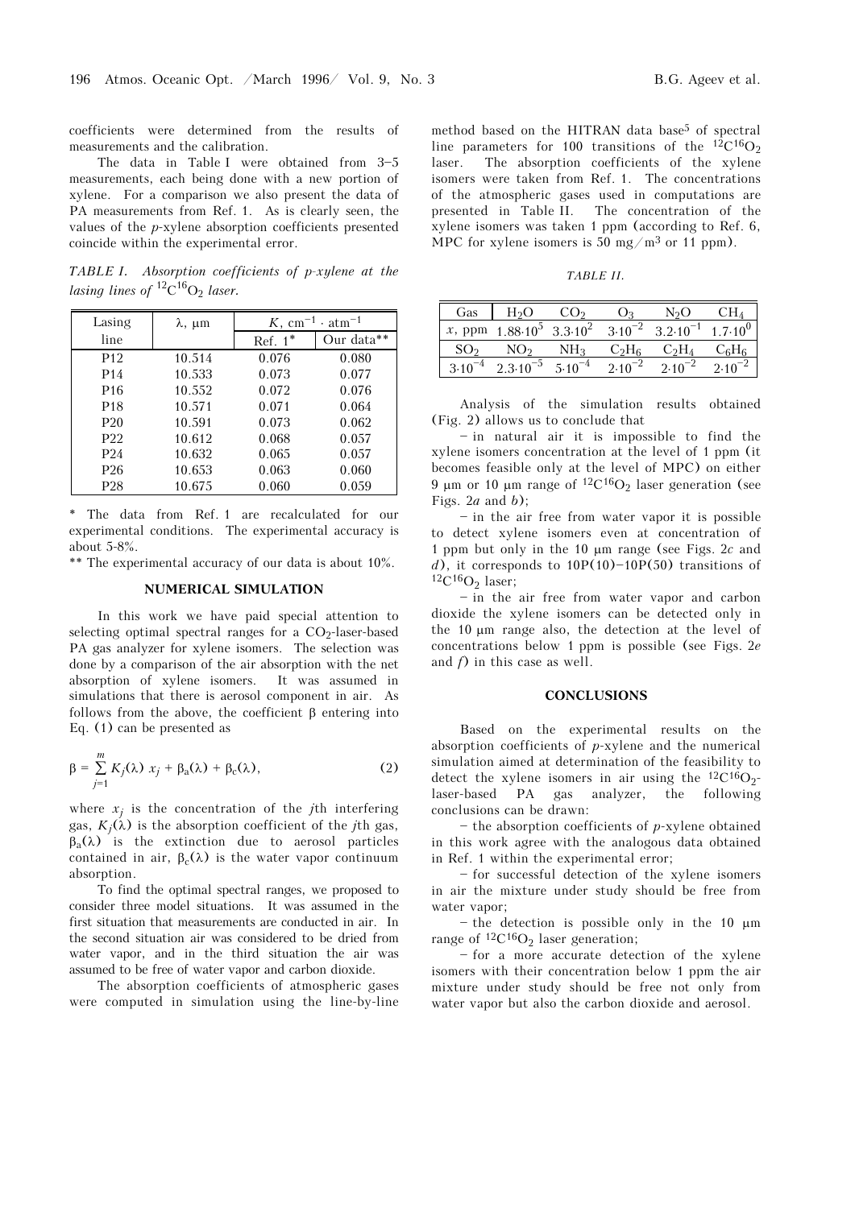coefficients were determined from the results of measurements and the calibration.

The data in Table I were obtained from 3–5 measurements, each being done with a new portion of xylene. For a comparison we also present the data of PA measurements from Ref. 1. As is clearly seen, the values of the *p*-xylene absorption coefficients presented coincide within the experimental error.

*TABLE I. Absorption coefficients of p-xylene at the lasing lines of $^{12}C^{16}O_2$ laser.*

| Lasing line | $\lambda$, μm | $K$, $cm^{-1} \cdot atm^{-1}$ | |
|---|---|---|---|
| | | Ref. 1* | Our data** |
| P12 | 10.514 | 0.076 | 0.080 |
| P14 | 10.533 | 0.073 | 0.077 |
| P16 | 10.552 | 0.072 | 0.076 |
| P18 | 10.571 | 0.071 | 0.064 |
| P20 | 10.591 | 0.073 | 0.062 |
| P22 | 10.612 | 0.068 | 0.057 |
| P24 | 10.632 | 0.065 | 0.057 |
| P26 | 10.653 | 0.063 | 0.060 |
| P28 | 10.675 | 0.060 | 0.059 |

\* The data from Ref. 1 are recalculated for our experimental conditions. The experimental accuracy is about 5-8%.

\** The experimental accuracy of our data is about 10%.

## NUMERICAL SIMULATION

In this work we have paid special attention to selecting optimal spectral ranges for a $CO_2$-laser-based PA gas analyzer for xylene isomers. The selection was done by a comparison of the air absorption with the net absorption of xylene isomers. It was assumed in simulations that there is aerosol component in air. As follows from the above, the coefficient $\beta$ entering into Eq. (1) can be presented as

$$\beta = \sum_{j=1}^{m} K_j(\lambda)\, x_j + \beta_a(\lambda) + \beta_c(\lambda), \qquad (2)$$

where $x_j$ is the concentration of the $j$th interfering gas, $K_j(\lambda)$ is the absorption coefficient of the $j$th gas, $\beta_a(\lambda)$ is the extinction due to aerosol particles contained in air, $\beta_c(\lambda)$ is the water vapor continuum absorption.

To find the optimal spectral ranges, we proposed to consider three model situations. It was assumed in the first situation that measurements are conducted in air. In the second situation air was considered to be dried from water vapor, and in the third situation the air was assumed to be free of water vapor and carbon dioxide.

The absorption coefficients of atmospheric gases were computed in simulation using the line-by-line method based on the HITRAN data base[5] of spectral line parameters for 100 transitions of the $^{12}C^{16}O_2$ laser. The absorption coefficients of the xylene isomers were taken from Ref. 1. The concentrations of the atmospheric gases used in computations are presented in Table II. The concentration of the xylene isomers was taken 1 ppm (according to Ref. 6, MPC for xylene isomers is 50 mg/m$^3$ or 11 ppm).

*TABLE II.*

| Gas | $H_2O$ | $CO_2$ | $O_3$ | $N_2O$ | $CH_4$ |
|---|---|---|---|---|---|
| $x$, ppm | $1.88 \cdot 10^5$ | $3.3 \cdot 10^2$ | $3 \cdot 10^{-2}$ | $3.2 \cdot 10^{-1}$ | $1.7 \cdot 10^0$ |
| $SO_2$ | $NO_2$ | $NH_3$ | $C_2H_6$ | $C_2H_4$ | $C_6H_6$ |
| $3 \cdot 10^{-4}$ | $2.3 \cdot 10^{-5}$ | $5 \cdot 10^{-4}$ | $2 \cdot 10^{-2}$ | $2 \cdot 10^{-2}$ | $2 \cdot 10^{-2}$ |

Analysis of the simulation results obtained (Fig. 2) allows us to conclude that

– in natural air it is impossible to find the xylene isomers concentration at the level of 1 ppm (it becomes feasible only at the level of MPC) on either 9 μm or 10 μm range of $^{12}C^{16}O_2$ laser generation (see Figs. 2*a* and *b*);

– in the air free from water vapor it is possible to detect xylene isomers even at concentration of 1 ppm but only in the 10 μm range (see Figs. 2*c* and *d*), it corresponds to 10P(10)–10P(50) transitions of $^{12}C^{16}O_2$ laser;

– in the air free from water vapor and carbon dioxide the xylene isomers can be detected only in the 10 μm range also, the detection at the level of concentrations below 1 ppm is possible (see Figs. 2*e* and *f*) in this case as well.

## CONCLUSIONS

Based on the experimental results on the absorption coefficients of *p*-xylene and the numerical simulation aimed at determination of the feasibility to detect the xylene isomers in air using the $^{12}C^{16}O_2$-laser-based PA gas analyzer, the following conclusions can be drawn:

– the absorption coefficients of *p*-xylene obtained in this work agree with the analogous data obtained in Ref. 1 within the experimental error;

– for successful detection of the xylene isomers in air the mixture under study should be free from water vapor;

– the detection is possible only in the 10 μm range of $^{12}C^{16}O_2$ laser generation;

– for a more accurate detection of the xylene isomers with their concentration below 1 ppm the air mixture under study should be free not only from water vapor but also the carbon dioxide and aerosol.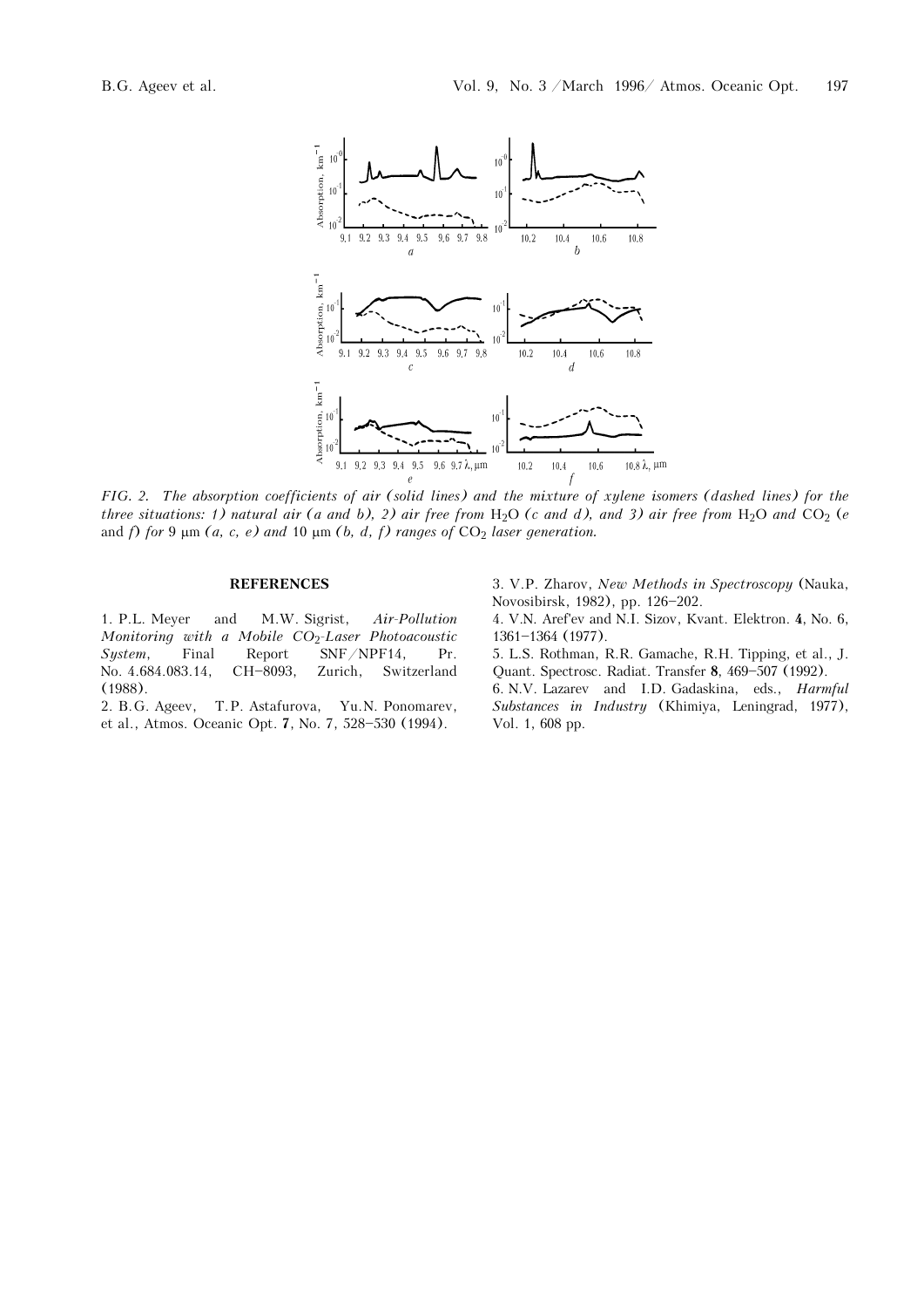Absorption, km$^{-1}$

$10^{-0}$
$10^{-1}$
$10^{-2}$
9.1 9.2 9.3 9.4 9.5 9.6 9.7 9.8
*a*

$10^{-0}$
$10^{-1}$
$10^{-2}$
10.2 10.4 10.6 10.8
*b*

Absorption, km$^{-1}$

$10^{-1}$
$10^{-2}$
9.1 9.2 9.3 9.4 9.5 9.6 9.7 9.8
*c*

$10^{-1}$
$10^{-2}$
10.2 10.4 10.6 10.8
*d*

Absorption, km$^{-1}$

$10^{-1}$
$10^{-2}$
9.1 9.2 9.3 9.4 9.5 9.6 9.7 $\lambda$, μm
*e*

$10^{-1}$
$10^{-2}$
10.2 10.4 10.6 10.8 $\lambda$, μm
*f*

*FIG. 2. The absorption coefficients of air (solid lines) and the mixture of xylene isomers (dashed lines) for the three situations: 1) natural air (a and b), 2) air free from $H_2O$ (c and d), and 3) air free from $H_2O$ and $CO_2$ (e and f) for 9 μm (a, c, e) and 10 μm (b, d, f) ranges of $CO_2$ laser generation.*

## REFERENCES

1. P.L. Meyer and M.W. Sigrist, *Air-Pollution Monitoring with a Mobile $CO_2$-Laser Photoacoustic System*, Final Report SNF/NPF14, Pr. No. 4.684.083.14, CH–8093, Zurich, Switzerland (1988).

2. B.G. Ageev, T.P. Astafurova, Yu.N. Ponomarev, et al., Atmos. Oceanic Opt. **7**, No. 7, 528–530 (1994).

3. V.P. Zharov, *New Methods in Spectroscopy* (Nauka, Novosibirsk, 1982), pp. 126–202.

4. V.N. Aref'ev and N.I. Sizov, Kvant. Elektron. **4**, No. 6, 1361–1364 (1977).

5. L.S. Rothman, R.R. Gamache, R.H. Tipping, et al., J. Quant. Spectrosc. Radiat. Transfer **8**, 469–507 (1992).

6. N.V. Lazarev and I.D. Gadaskina, eds., *Harmful Substances in Industry* (Khimiya, Leningrad, 1977), Vol. 1, 608 pp.